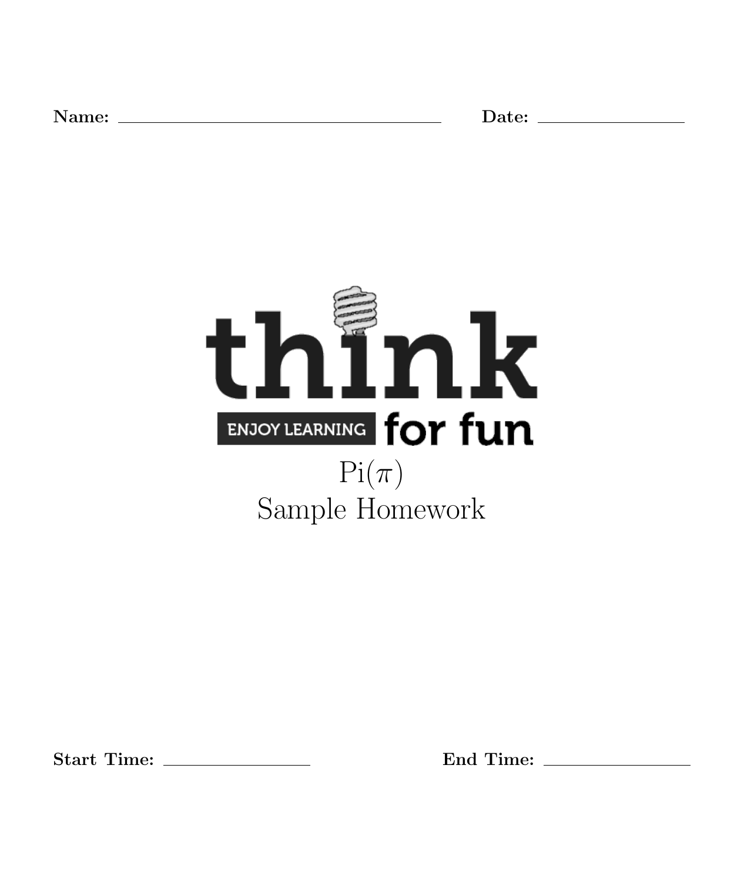**Name:** \_\_\_\_\_\_\_\_\_\_\_\_\_\_\_\_\_\_\_\_\_\_\_\_\_\_\_\_\_\_ **Date:** \_\_\_\_\_\_\_\_\_\_\_\_\_\_\_\_

think

ENJOY LEARNING for fun

# Pi($\pi$)
# Sample Homework

**Start Time:** \_\_\_\_\_\_\_\_\_\_\_\_\_\_\_\_ **End Time:** \_\_\_\_\_\_\_\_\_\_\_\_\_\_\_\_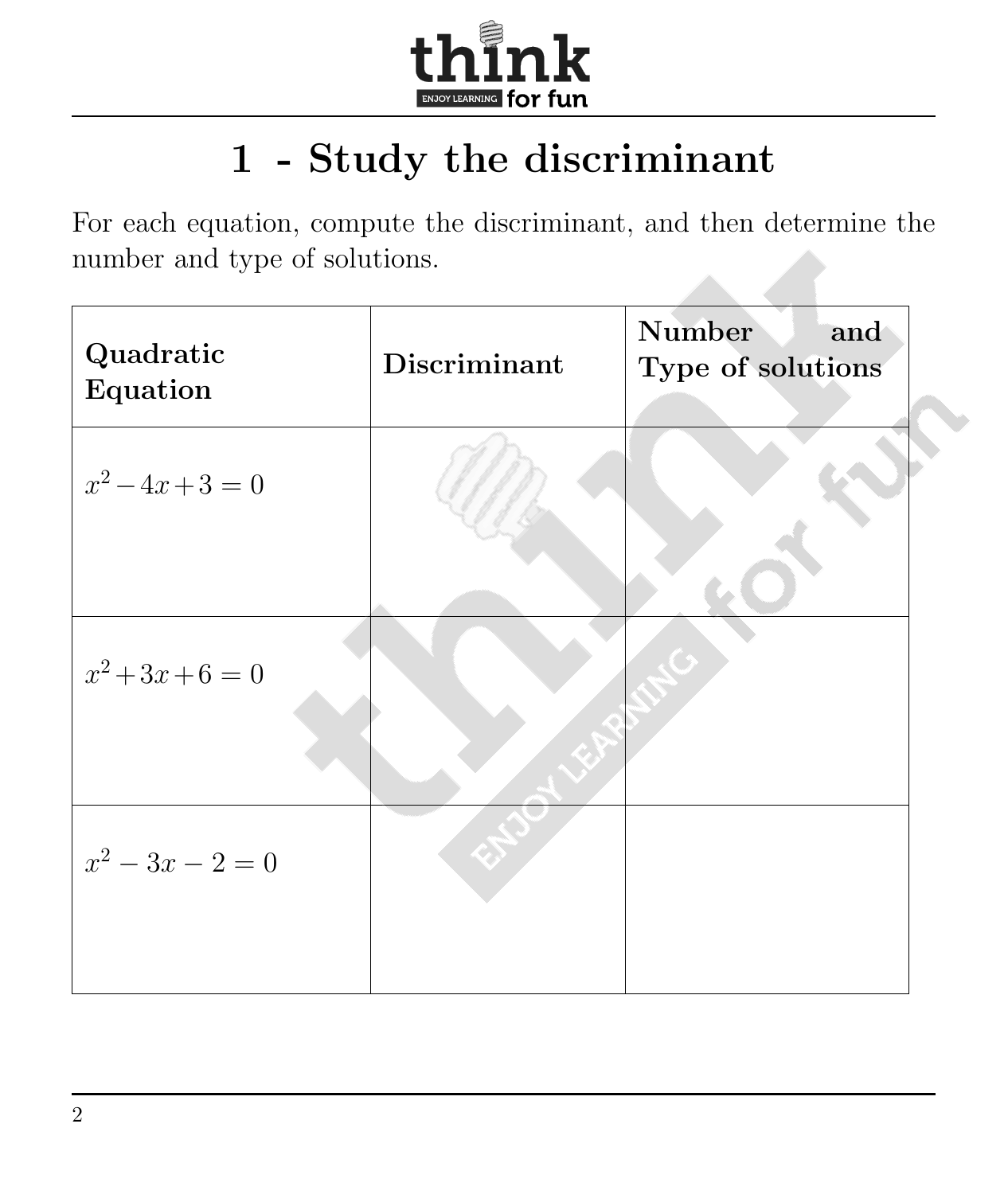# 1 - Study the discriminant

For each equation, compute the discriminant, and then determine the number and type of solutions.

| **Quadratic Equation** | **Discriminant** | **Number and Type of solutions** |
|---|---|---|
| $x^2 - 4x + 3 = 0$ | | |
| $x^2 + 3x + 6 = 0$ | | |
| $x^2 - 3x - 2 = 0$ | | |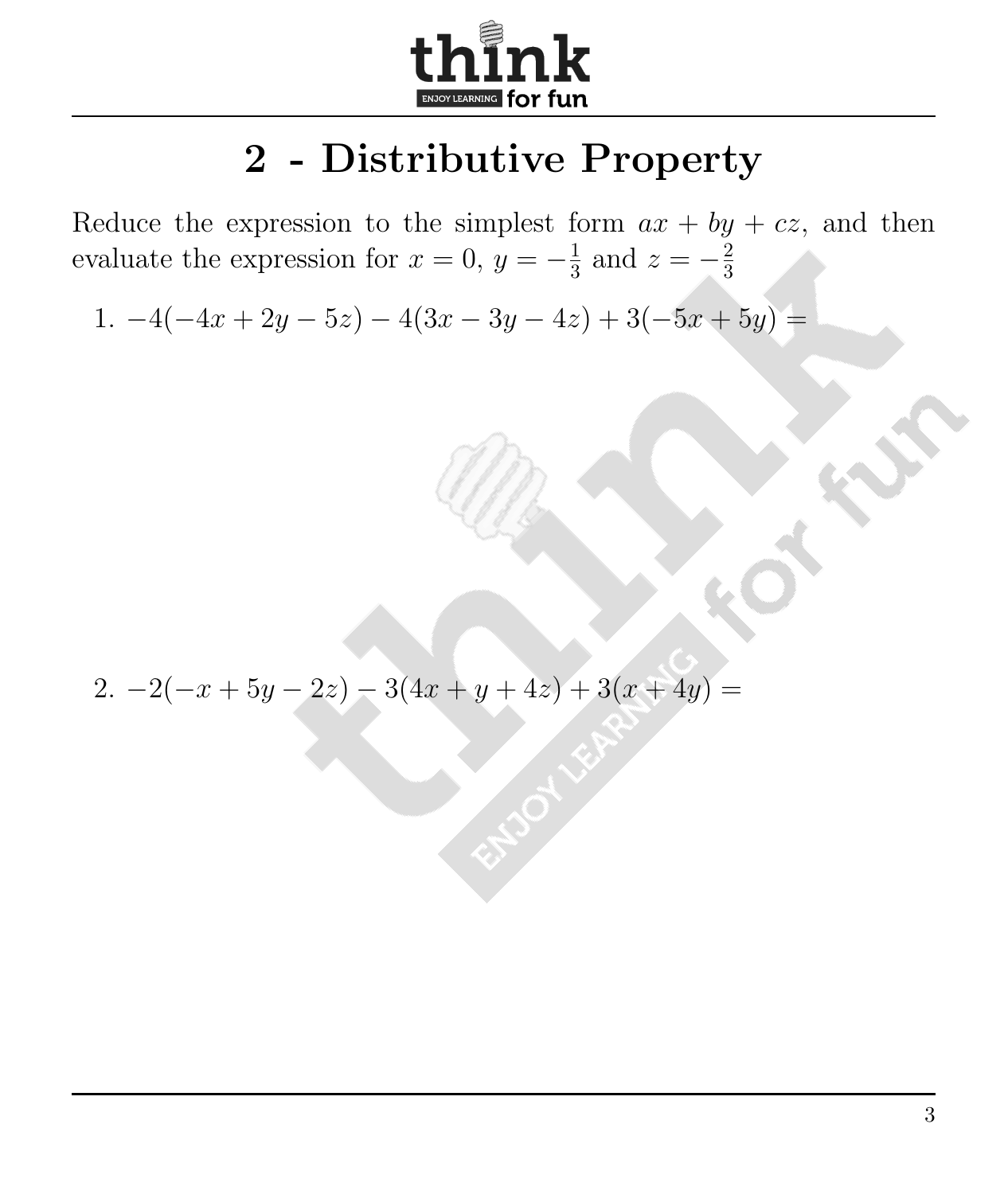# 2 - Distributive Property

Reduce the expression to the simplest form $ax + by + cz$, and then evaluate the expression for $x = 0$, $y = -\frac{1}{3}$ and $z = -\frac{2}{3}$

1. $-4(-4x + 2y - 5z) - 4(3x - 3y - 4z) + 3(-5x + 5y) =$

2. $-2(-x + 5y - 2z) - 3(4x + y + 4z) + 3(x + 4y) =$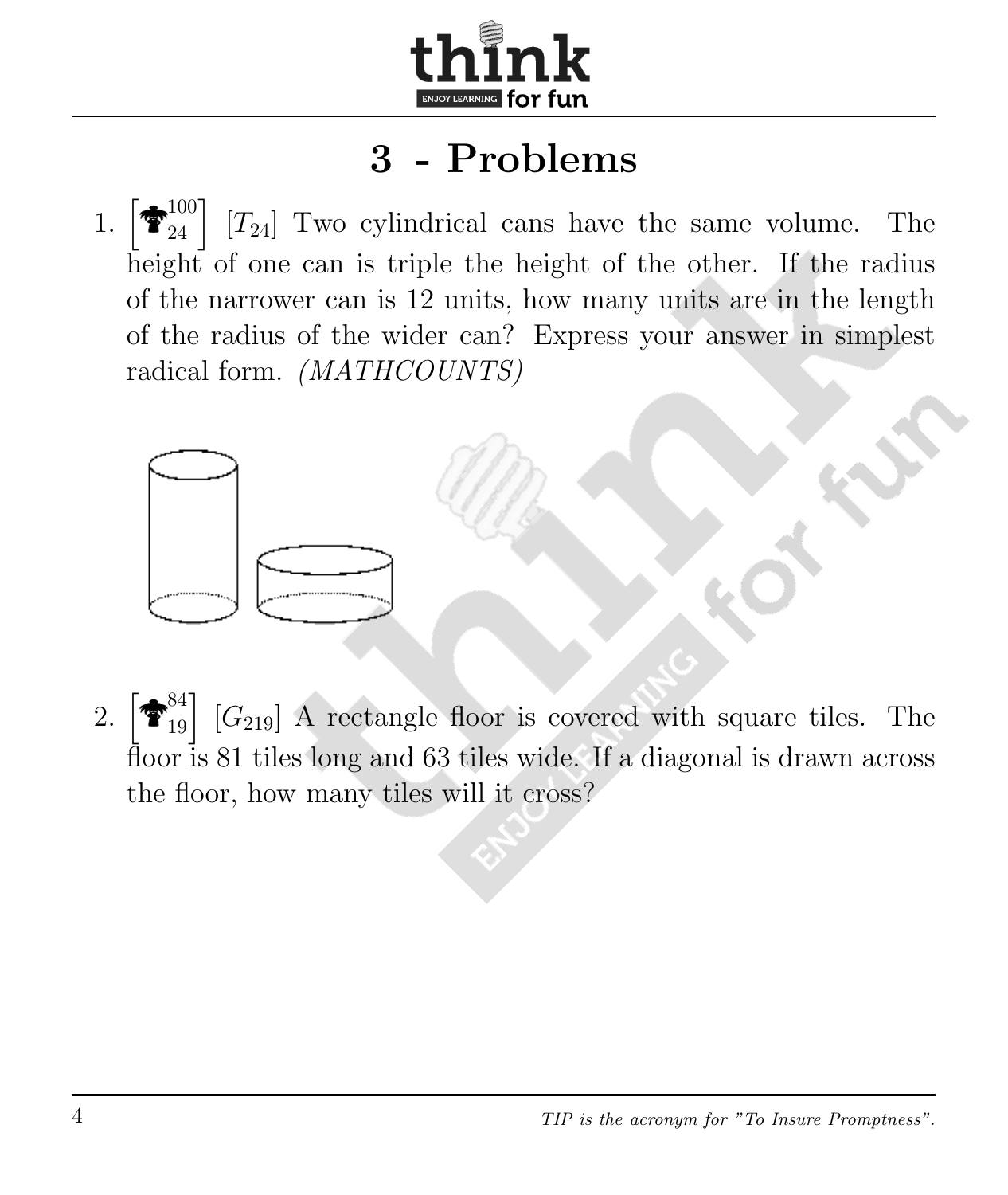# 3 - Problems

1. $\left[ {}^{100}_{24} \right]$ $[T_{24}]$ Two cylindrical cans have the same volume. The height of one can is triple the height of the other. If the radius of the narrower can is 12 units, how many units are in the length of the radius of the wider can? Express your answer in simplest radical form. *(MATHCOUNTS)*

2. $\left[ {}^{84}_{19} \right]$ $[G_{219}]$ A rectangle floor is covered with square tiles. The floor is 81 tiles long and 63 tiles wide. If a diagonal is drawn across the floor, how many tiles will it cross?

*TIP is the acronym for "To Insure Promptness".*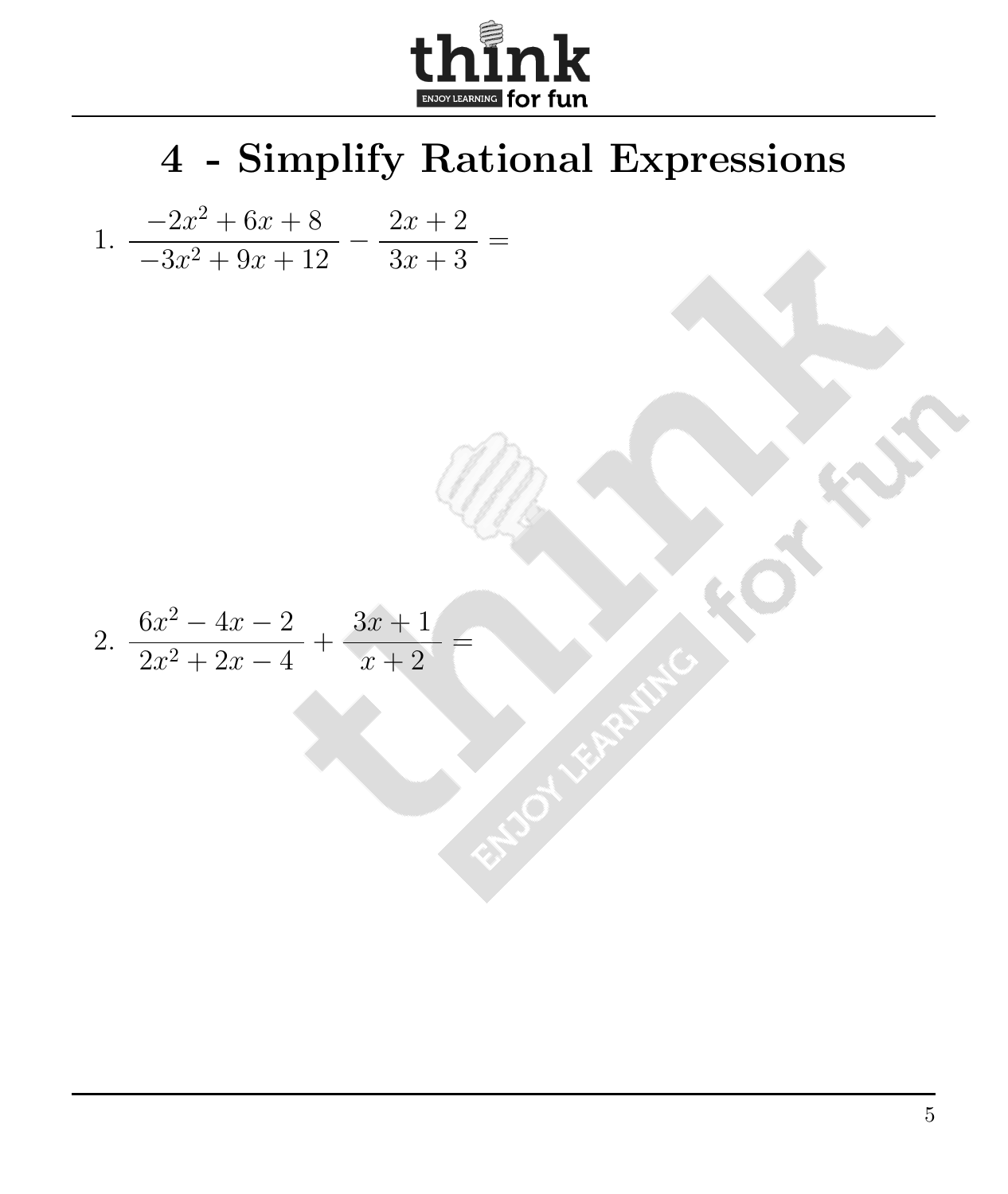# 4 - Simplify Rational Expressions

1. $\dfrac{-2x^2+6x+8}{-3x^2+9x+12} - \dfrac{2x+2}{3x+3} =$

2. $\dfrac{6x^2-4x-2}{2x^2+2x-4} + \dfrac{3x+1}{x+2} =$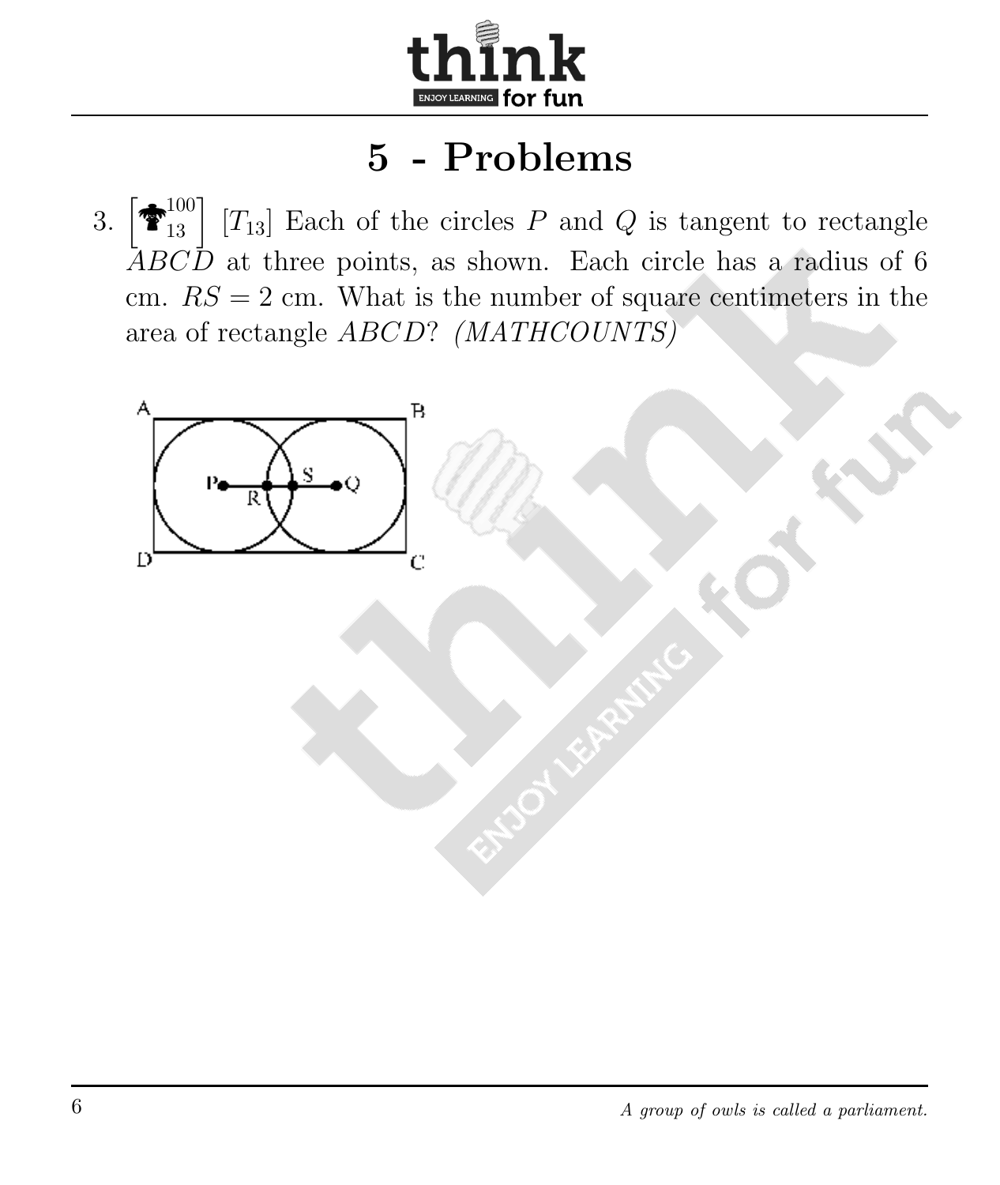# 5 - Problems

3. $\left[ ^{100}_{13} \right]$ $[T_{13}]$ Each of the circles $P$ and $Q$ is tangent to rectangle $ABCD$ at three points, as shown. Each circle has a radius of 6 cm. $RS = 2$ cm. What is the number of square centimeters in the area of rectangle $ABCD$? *(MATHCOUNTS)*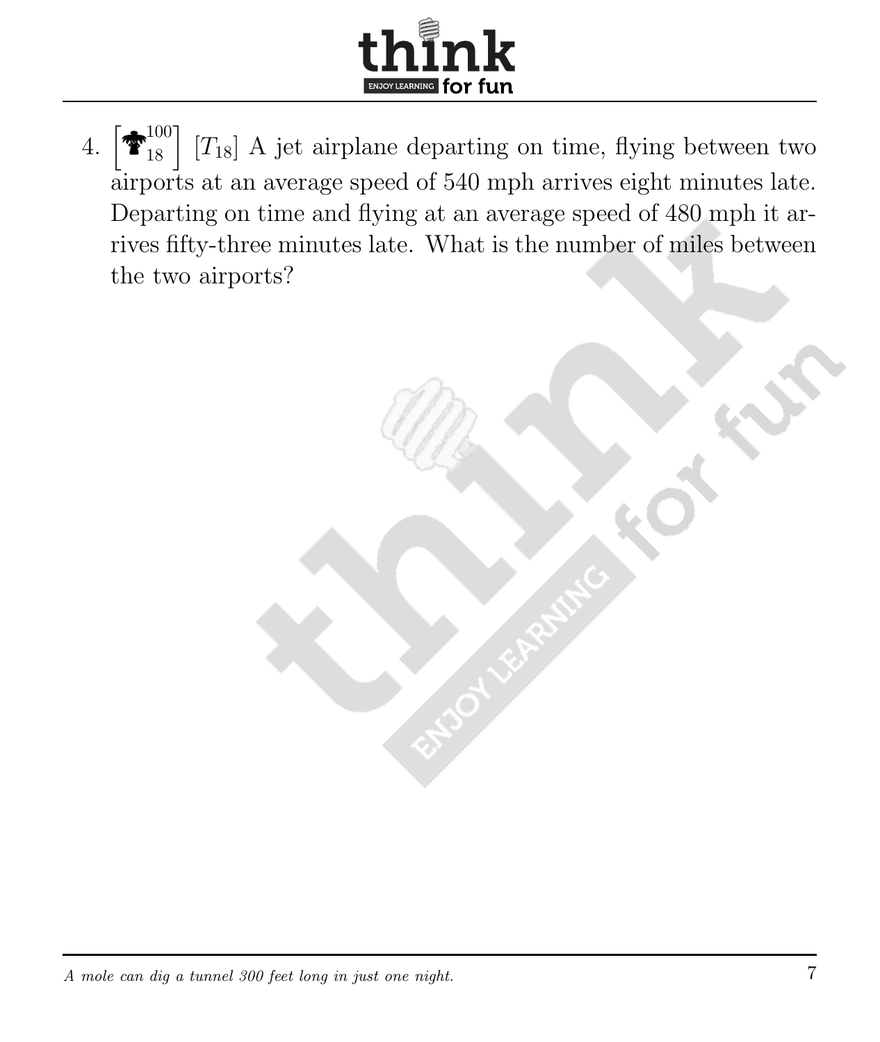4. $\left[{}^{100}_{18}\right]$ [$T_{18}$] A jet airplane departing on time, flying between two airports at an average speed of 540 mph arrives eight minutes late. Departing on time and flying at an average speed of 480 mph it arrives fifty-three minutes late. What is the number of miles between the two airports?

*A mole can dig a tunnel 300 feet long in just one night.*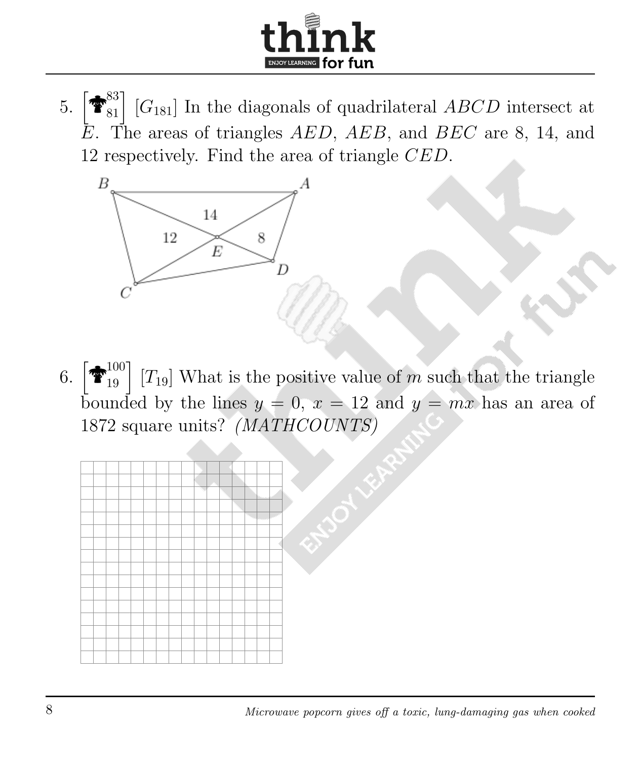5. $\left[\overset{83}{\underset{81}{}}\right]$ [$G_{181}$] In the diagonals of quadrilateral $ABCD$ intersect at $E$. The areas of triangles $AED$, $AEB$, and $BEC$ are 8, 14, and 12 respectively. Find the area of triangle $CED$.

6. $\left[\overset{100}{\underset{19}{}}\right]$ [$T_{19}$] What is the positive value of $m$ such that the triangle bounded by the lines $y = 0$, $x = 12$ and $y = mx$ has an area of 1872 square units? *(MATHCOUNTS)*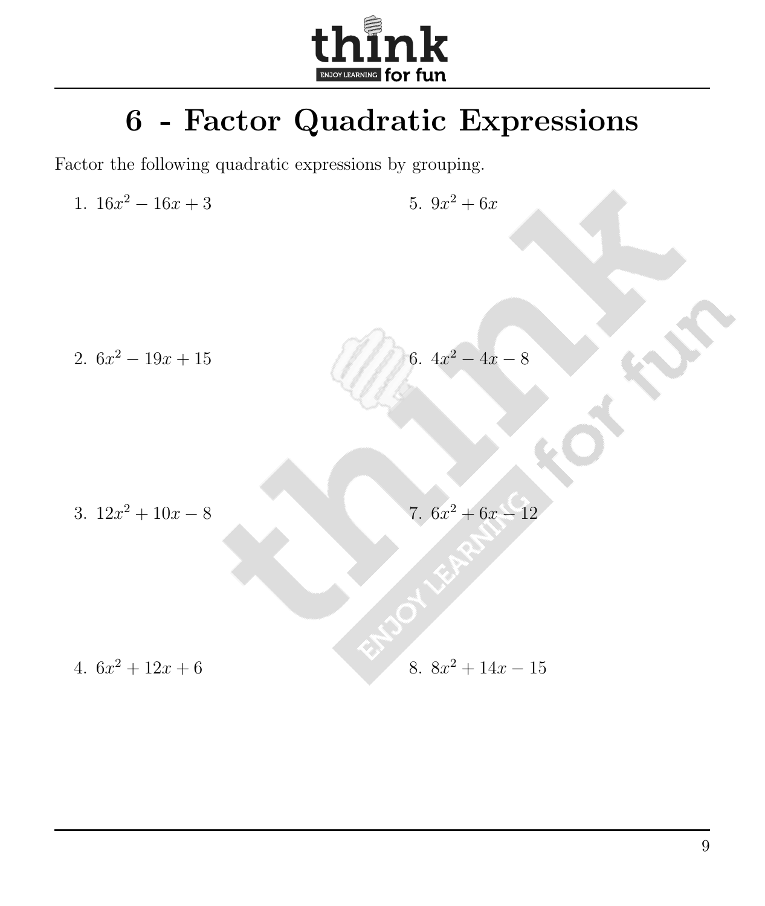# 6 - Factor Quadratic Expressions

Factor the following quadratic expressions by grouping.

1. $16x^2 - 16x + 3$
2. $6x^2 - 19x + 15$
3. $12x^2 + 10x - 8$
4. $6x^2 + 12x + 6$
5. $9x^2 + 6x$
6. $4x^2 - 4x - 8$
7. $6x^2 + 6x - 12$
8. $8x^2 + 14x - 15$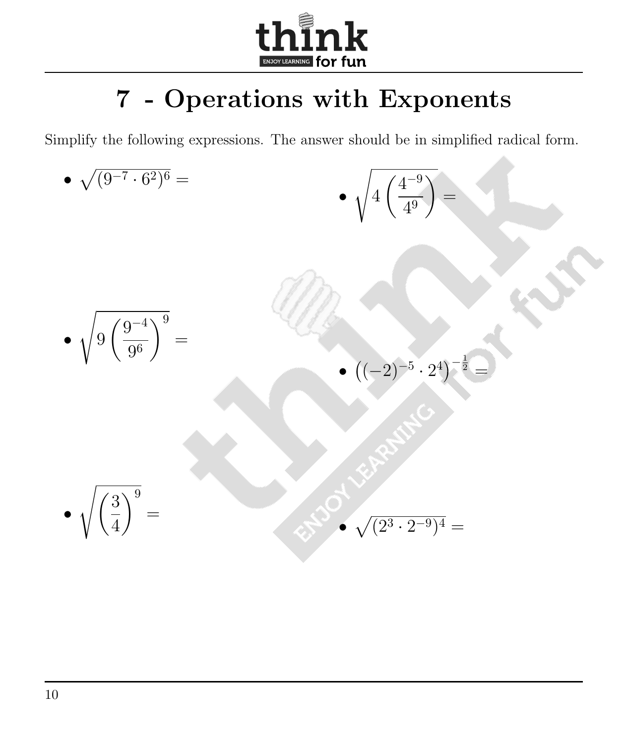# 7 - Operations with Exponents

Simplify the following expressions. The answer should be in simplified radical form.

- $\sqrt{(9^{-7} \cdot 6^2)^6} =$

- $\sqrt{4\left(\frac{4^{-9}}{4^9}\right)} =$

- $\sqrt{9\left(\frac{9^{-4}}{9^6}\right)^9} =$

- $\left((-2)^{-5} \cdot 2^4\right)^{-\frac{1}{2}} =$

- $\sqrt{\left(\frac{3}{4}\right)^9} =$

- $\sqrt{(2^3 \cdot 2^{-9})^4} =$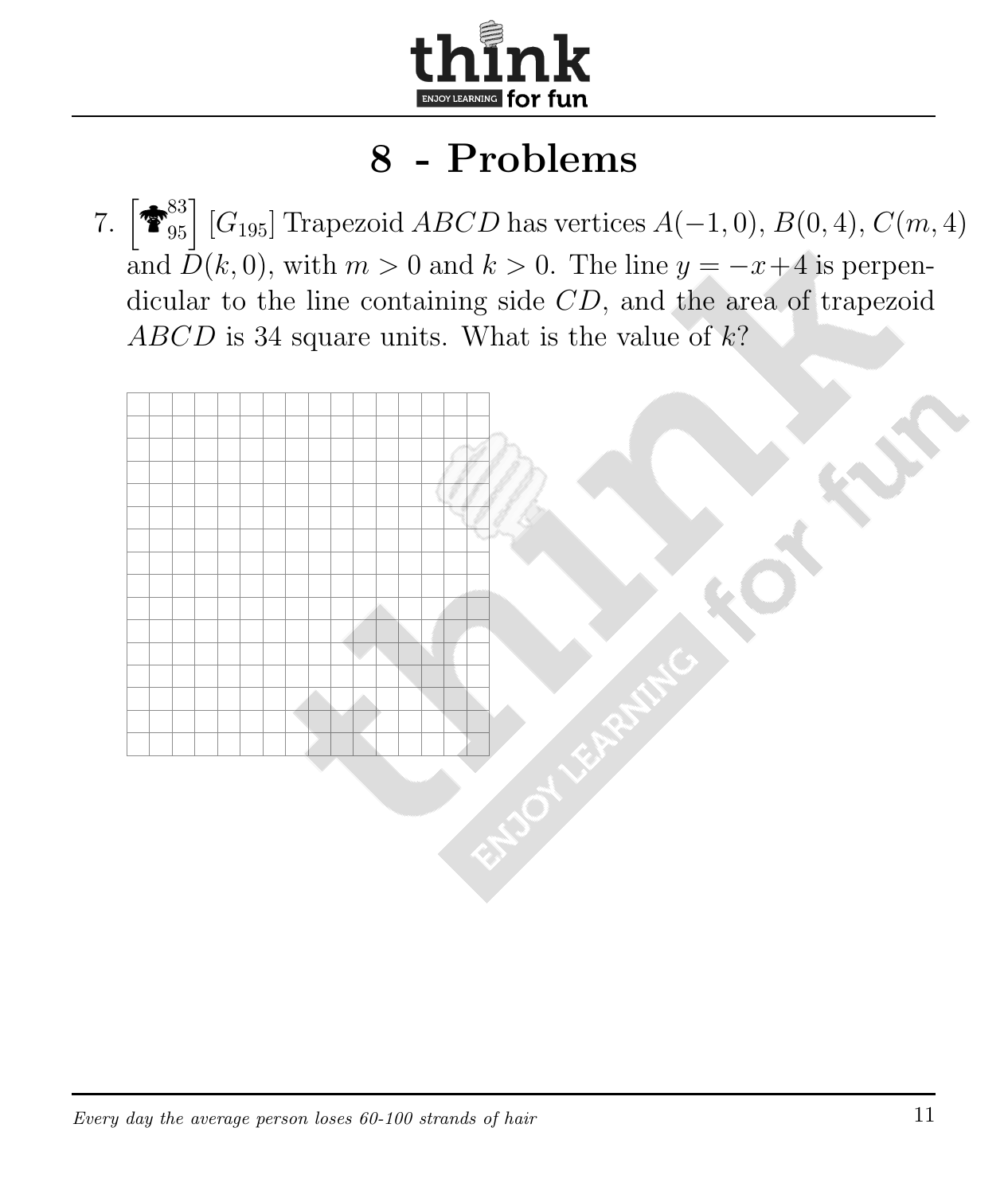# 8 - Problems

7. $\left[\,^{83}_{95}\right]$ $[G_{195}]$ Trapezoid $ABCD$ has vertices $A(-1,0)$, $B(0,4)$, $C(m,4)$ and $D(k,0)$, with $m>0$ and $k>0$. The line $y=-x+4$ is perpendicular to the line containing side $CD$, and the area of trapezoid $ABCD$ is 34 square units. What is the value of $k$?

*Every day the average person loses 60-100 strands of hair*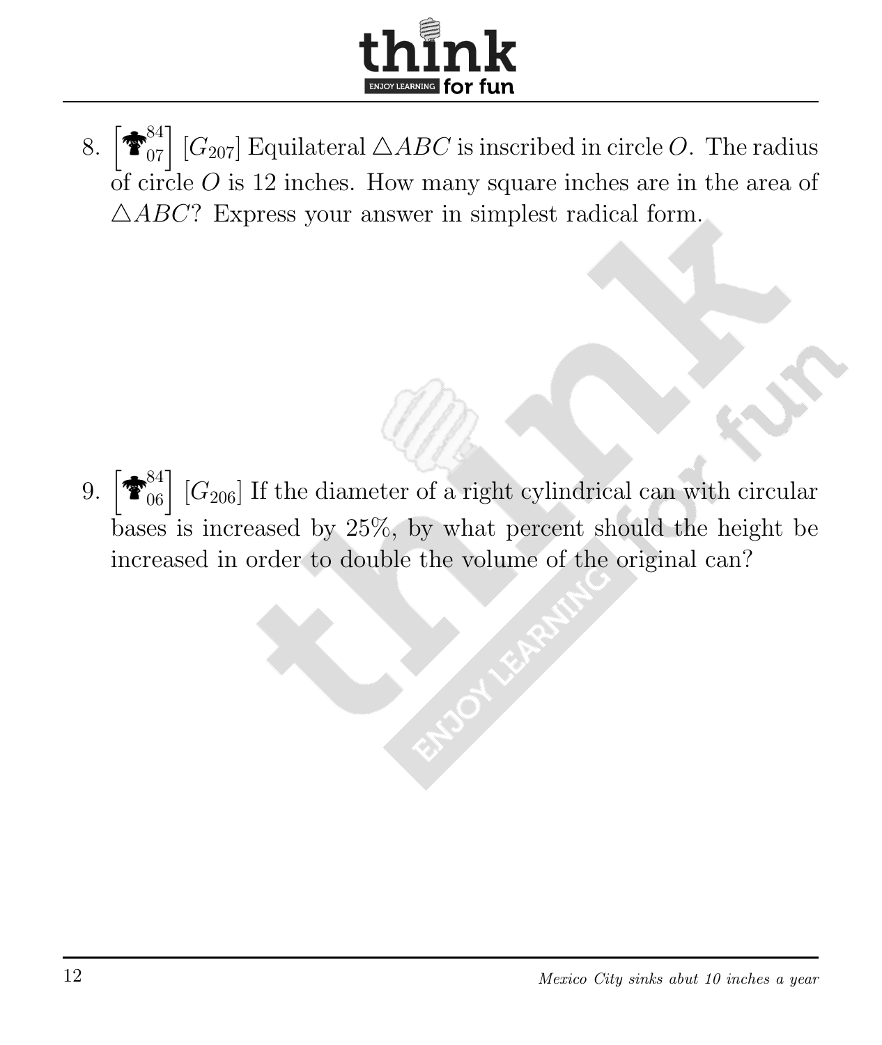8. $\left[\begin{smallmatrix}84\\07\end{smallmatrix}\right]$ [$G_{207}$] Equilateral $\triangle ABC$ is inscribed in circle $O$. The radius of circle $O$ is 12 inches. How many square inches are in the area of $\triangle ABC$? Express your answer in simplest radical form.

9. $\left[\begin{smallmatrix}84\\06\end{smallmatrix}\right]$ [$G_{206}$] If the diameter of a right cylindrical can with circular bases is increased by 25%, by what percent should the height be increased in order to double the volume of the original can?

*Mexico City sinks abut 10 inches a year*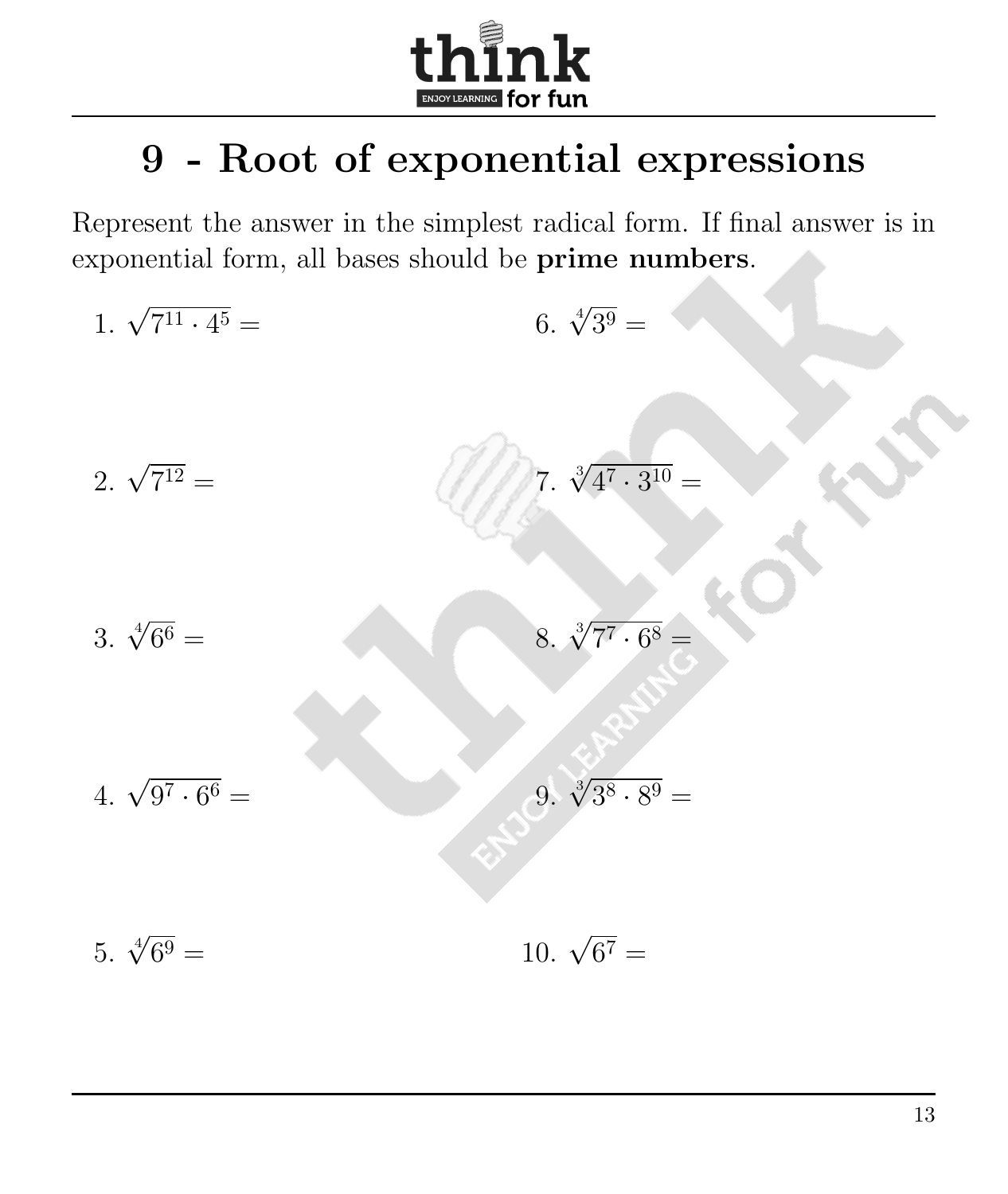# 9 - Root of exponential expressions

Represent the answer in the simplest radical form. If final answer is in exponential form, all bases should be **prime numbers**.

1. $\sqrt{7^{11} \cdot 4^5} =$

2. $\sqrt{7^{12}} =$

3. $\sqrt[4]{6^6} =$

4. $\sqrt{9^7 \cdot 6^6} =$

5. $\sqrt[4]{6^9} =$

6. $\sqrt[4]{3^9} =$

7. $\sqrt[3]{4^7 \cdot 3^{10}} =$

8. $\sqrt[3]{7^7 \cdot 6^8} =$

9. $\sqrt[3]{3^8 \cdot 8^9} =$

10. $\sqrt{6^7} =$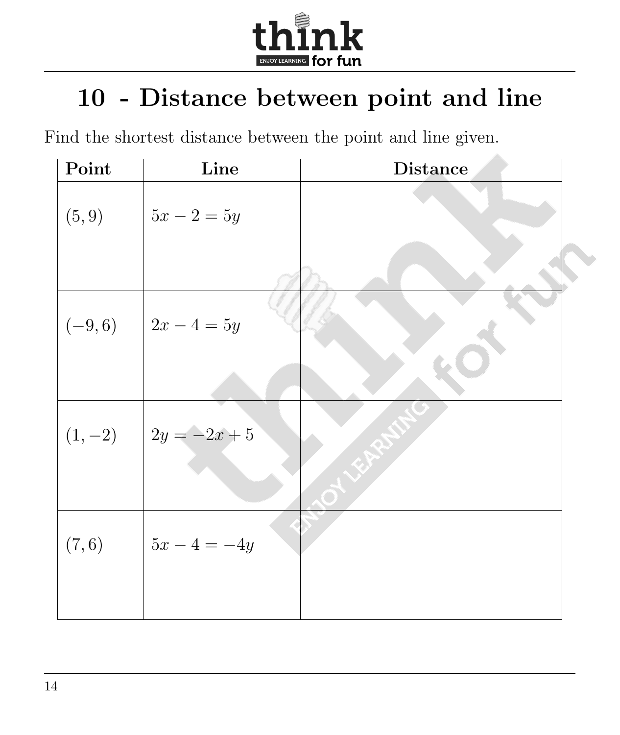# 10 - Distance between point and line

Find the shortest distance between the point and line given.

| Point | Line | Distance |
|---|---|---|
| $(5, 9)$ | $5x - 2 = 5y$ | |
| $(-9, 6)$ | $2x - 4 = 5y$ | |
| $(1, -2)$ | $2y = -2x + 5$ | |
| $(7, 6)$ | $5x - 4 = -4y$ | |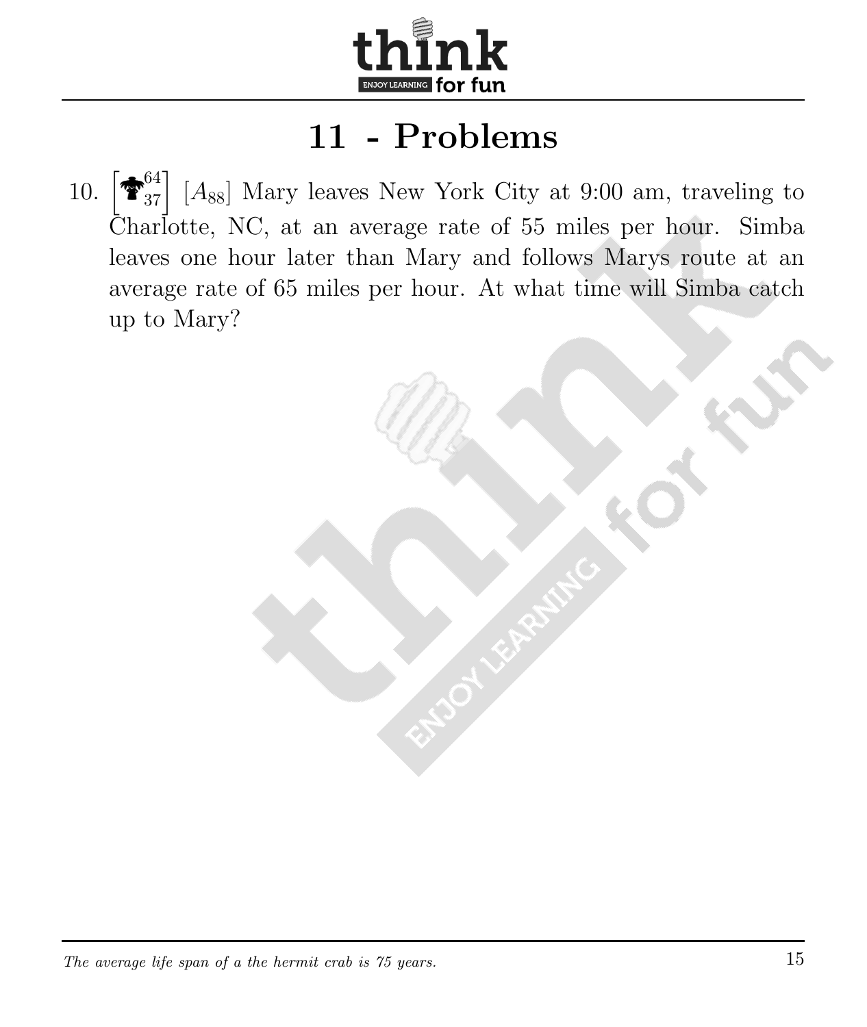# 11 - Problems

10. $\left[{}^{64}_{37}\right]$ [$A_{88}$] Mary leaves New York City at 9:00 am, traveling to Charlotte, NC, at an average rate of 55 miles per hour. Simba leaves one hour later than Mary and follows Marys route at an average rate of 65 miles per hour. At what time will Simba catch up to Mary?

*The average life span of a the hermit crab is 75 years.*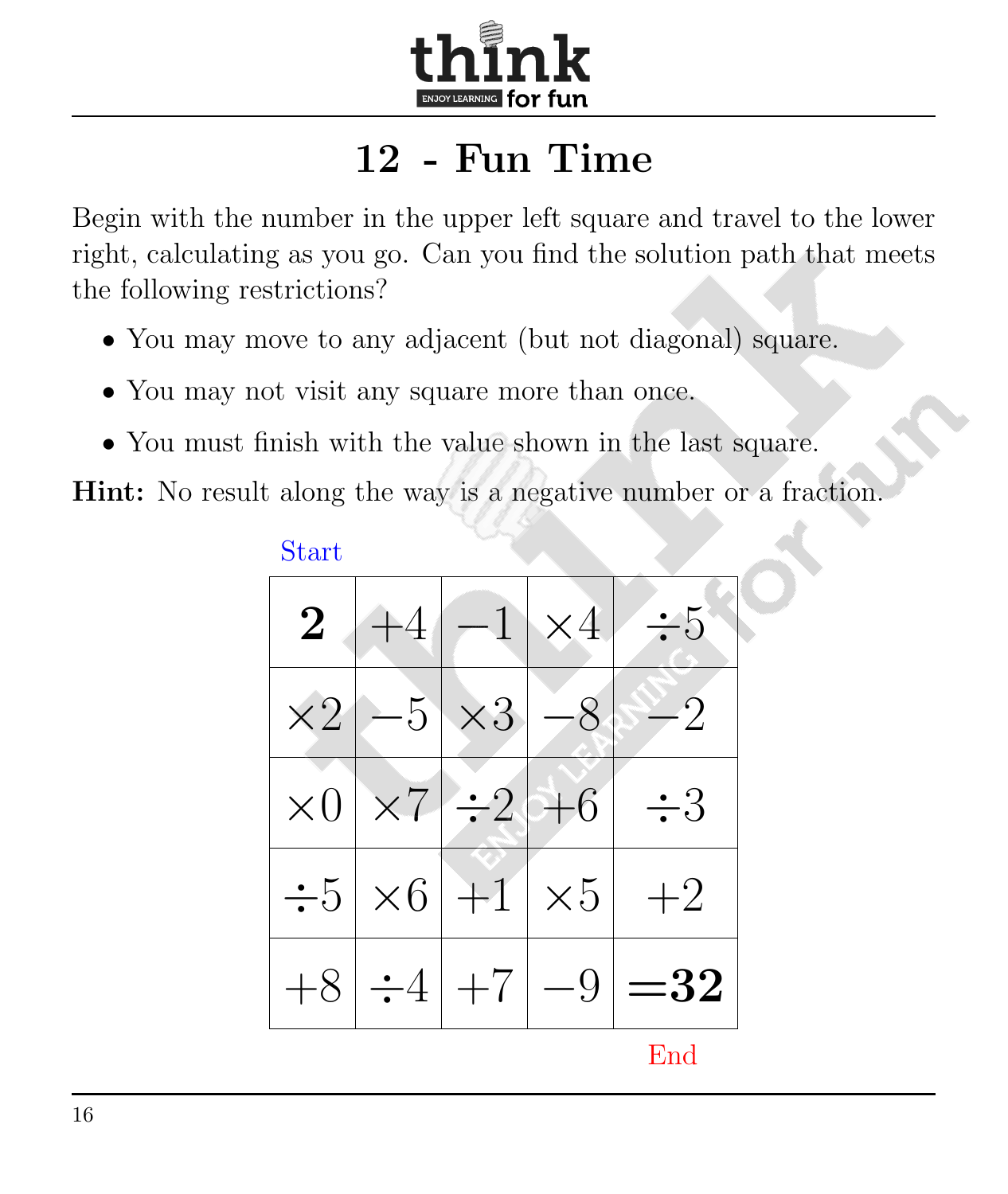# 12 - Fun Time

Begin with the number in the upper left square and travel to the lower right, calculating as you go. Can you find the solution path that meets the following restrictions?

- You may move to any adjacent (but not diagonal) square.
- You may not visit any square more than once.
- You must finish with the value shown in the last square.

**Hint:** No result along the way is a negative number or a fraction.

Start

| | | | | |
|---|---|---|---|---|
| **2** | $+4$ | $-1$ | $\times 4$ | $\div 5$ |
| $\times 2$ | $-5$ | $\times 3$ | $-8$ | $-2$ |
| $\times 0$ | $\times 7$ | $\div 2$ | $+6$ | $\div 3$ |
| $\div 5$ | $\times 6$ | $+1$ | $\times 5$ | $+2$ |
| $+8$ | $\div 4$ | $+7$ | $-9$ | **$=32$** |

End